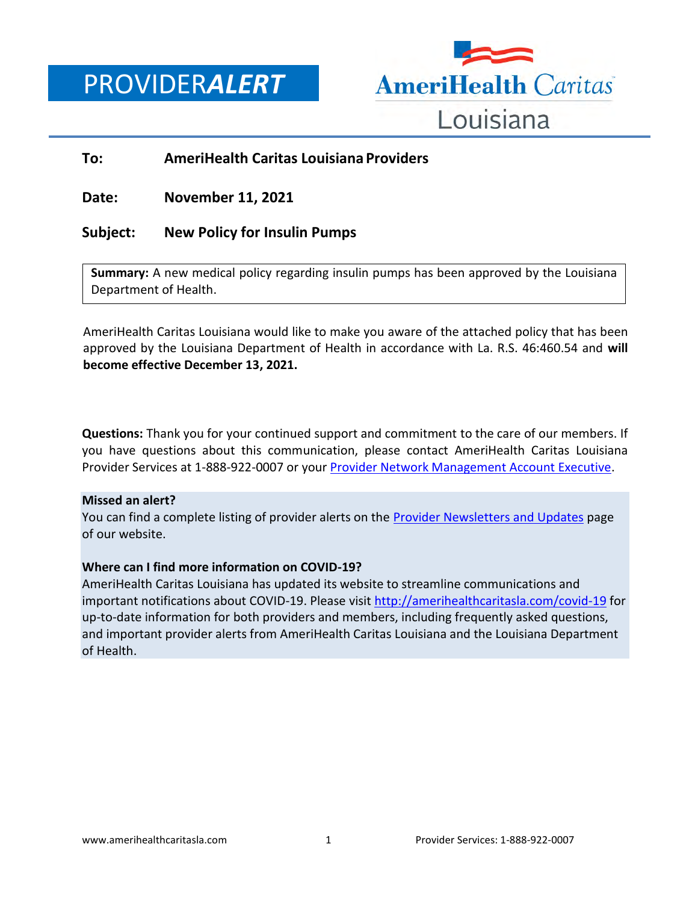# PROVIDER*ALERT*

AmeriHealth Caritas Louisiana

**To:** AmeriHealth Caritas Louisiana Providers

**Date:** November 11, 2021

**Subject:** New Policy for Insulin Pumps

**Summary:** A new medical policy regarding insulin pumps has been approved by the Louisiana Department of Health.

AmeriHealth Caritas Louisiana would like to make you aware of the attached policy that has been approved by the Louisiana Department of Health in accordance with La. R.S. 46:460.54 and **will become effective December 13, 2021.**

**Questions:** Thank you for your continued support and commitment to the care of our members. If you have questions about this communication, please contact AmeriHealth Caritas Louisiana Provider Services at 1-888-922-0007 or your [Provider Network Management Account Executive](Provider Network Management Account Executive).

**Missed an alert?**
You can find a complete listing of provider alerts on the [Provider Newsletters and Updates](Provider Newsletters and Updates) page of our website.

**Where can I find more information on COVID-19?**
AmeriHealth Caritas Louisiana has updated its website to streamline communications and important notifications about COVID-19. Please visit [http://amerihealthcaritasla.com/covid-19](http://amerihealthcaritasla.com/covid-19) for up-to-date information for both providers and members, including frequently asked questions, and important provider alerts from AmeriHealth Caritas Louisiana and the Louisiana Department of Health.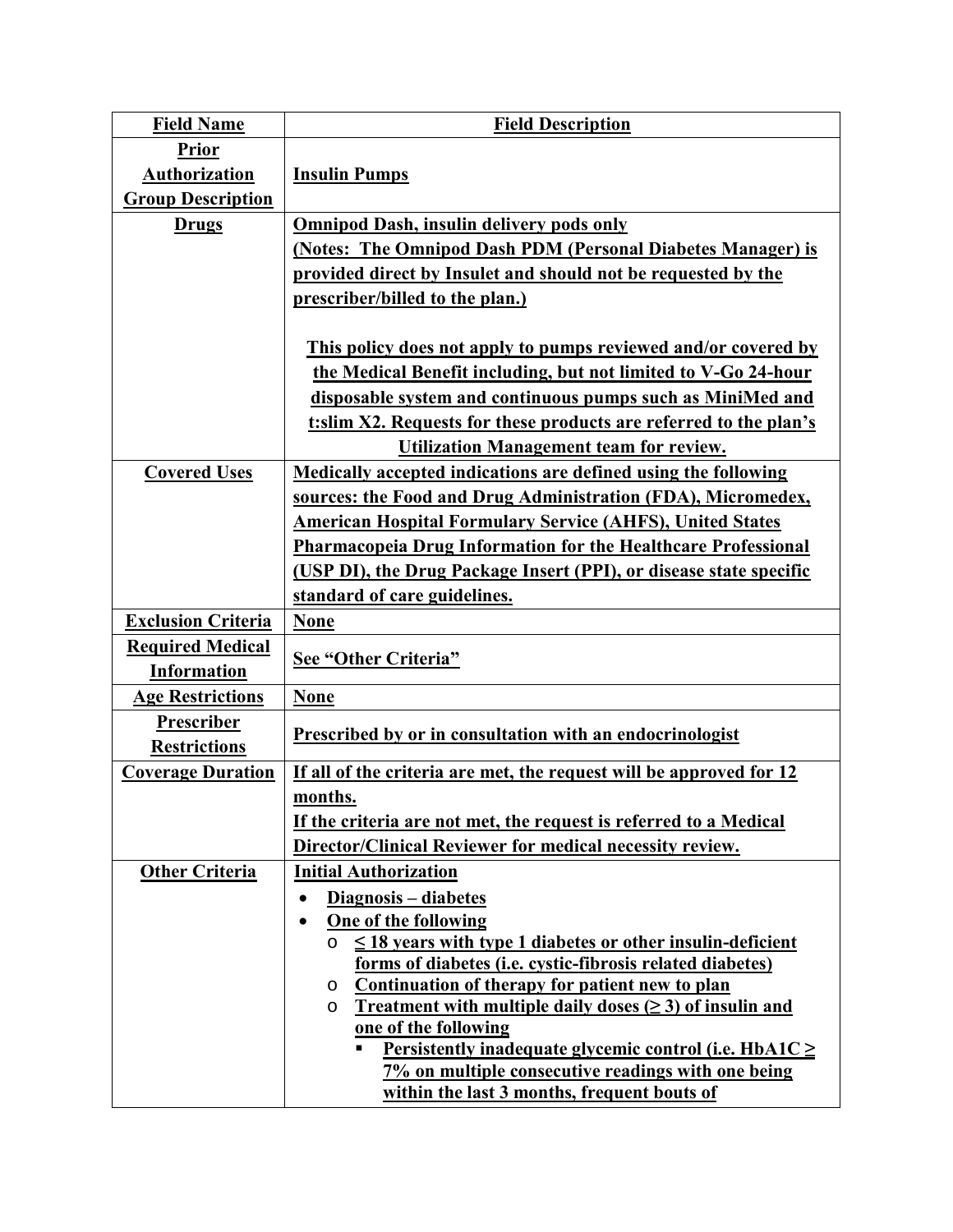| Field Name | Field Description |
|---|---|
| **Prior Authorization Group Description** | **Insulin Pumps** |
| **Drugs** | **Omnipod Dash, insulin delivery pods only**<br>**(Notes: The Omnipod Dash PDM (Personal Diabetes Manager) is provided direct by Insulet and should not be requested by the prescriber/billed to the plan.)**<br><br>**This policy does not apply to pumps reviewed and/or covered by the Medical Benefit including, but not limited to V-Go 24-hour disposable system and continuous pumps such as MiniMed and t:slim X2. Requests for these products are referred to the plan's Utilization Management team for review.** |
| **Covered Uses** | **Medically accepted indications are defined using the following sources: the Food and Drug Administration (FDA), Micromedex, American Hospital Formulary Service (AHFS), United States Pharmacopeia Drug Information for the Healthcare Professional (USP DI), the Drug Package Insert (PPI), or disease state specific standard of care guidelines.** |
| **Exclusion Criteria** | **None** |
| **Required Medical Information** | **See "Other Criteria"** |
| **Age Restrictions** | **None** |
| **Prescriber Restrictions** | **Prescribed by or in consultation with an endocrinologist** |
| **Coverage Duration** | **If all of the criteria are met, the request will be approved for 12 months.**<br>**If the criteria are not met, the request is referred to a Medical Director/Clinical Reviewer for medical necessity review.** |
| **Other Criteria** | **Initial Authorization**<br>• **Diagnosis – diabetes**<br>• **One of the following**<br>&nbsp;&nbsp;o **≤ 18 years with type 1 diabetes or other insulin-deficient forms of diabetes (i.e. cystic-fibrosis related diabetes)**<br>&nbsp;&nbsp;o **Continuation of therapy for patient new to plan**<br>&nbsp;&nbsp;o **Treatment with multiple daily doses (≥ 3) of insulin and one of the following**<br>&nbsp;&nbsp;&nbsp;&nbsp;▪ **Persistently inadequate glycemic control (i.e. HbA1C ≥ 7% on multiple consecutive readings with one being within the last 3 months, frequent bouts of** |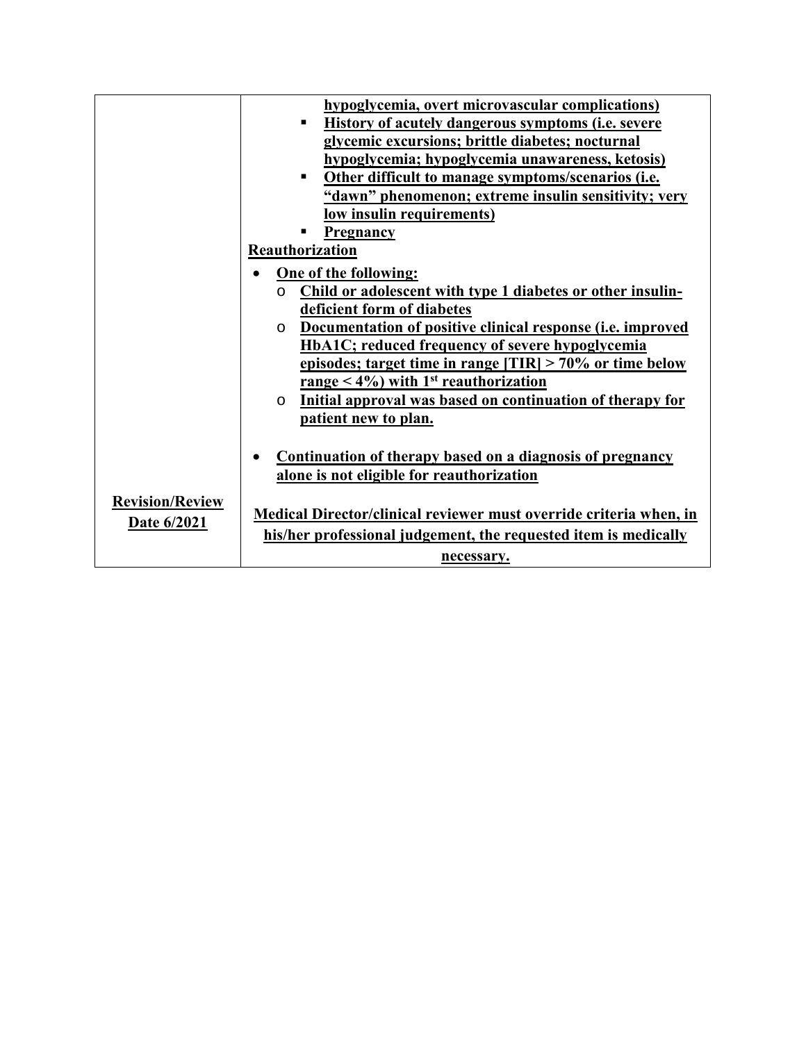| | |
|---|---|
| **Revision/Review Date 6/2021** | **hypoglycemia, overt microvascular complications)**<br>▪ **History of acutely dangerous symptoms (i.e. severe glycemic excursions; brittle diabetes; nocturnal hypoglycemia; hypoglycemia unawareness, ketosis)**<br>▪ **Other difficult to manage symptoms/scenarios (i.e. “dawn” phenomenon; extreme insulin sensitivity; very low insulin requirements)**<br>▪ **Pregnancy**<br>**Reauthorization**<br>• **One of the following:**<br>o **Child or adolescent with type 1 diabetes or other insulin-deficient form of diabetes**<br>o **Documentation of positive clinical response (i.e. improved HbA1C; reduced frequency of severe hypoglycemia episodes; target time in range [TIR] > 70% or time below range < 4%) with 1st reauthorization**<br>o **Initial approval was based on continuation of therapy for patient new to plan.**<br>• **Continuation of therapy based on a diagnosis of pregnancy alone is not eligible for reauthorization**<br><br>**Medical Director/clinical reviewer must override criteria when, in his/her professional judgement, the requested item is medically necessary.** |